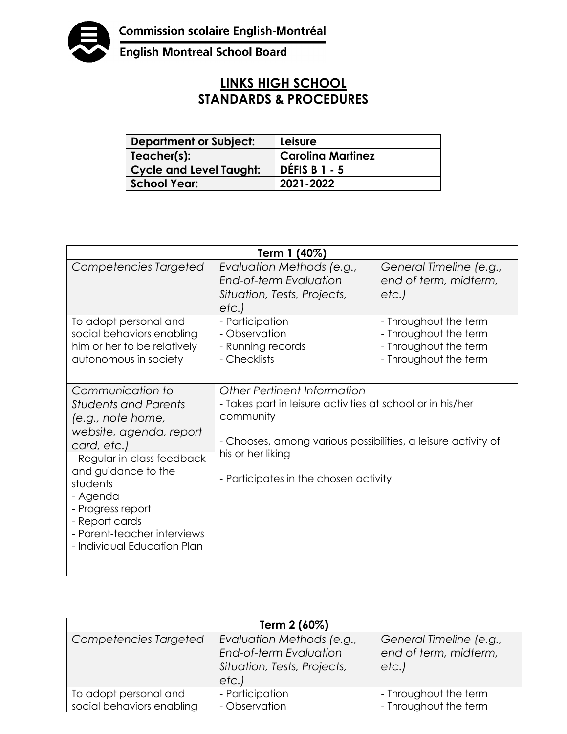Commission scolaire English-Montréal

English Montreal School Board

# LINKS HIGH SCHOOL
# STANDARDS & PROCEDURES

| **Department or Subject:** | **Leisure** |
|---|---|
| **Teacher(s):** | **Carolina Martinez** |
| **Cycle and Level Taught:** | **DÉFIS B 1 - 5** |
| **School Year:** | **2021-2022** |

| **Term 1 (40%)** | | |
|---|---|---|
| *Competencies Targeted* | *Evaluation Methods (e.g., End-of-term Evaluation Situation, Tests, Projects, etc.)* | *General Timeline (e.g., end of term, midterm, etc.)* |
| To adopt personal and social behaviors enabling him or her to be relatively autonomous in society | - Participation<br>- Observation<br>- Running records<br>- Checklists | - Throughout the term<br>- Throughout the term<br>- Throughout the term<br>- Throughout the term |
| *Communication to Students and Parents (e.g., note home, website, agenda, report card, etc.)*<br>- Regular in-class feedback and guidance to the students<br>- Agenda<br>- Progress report<br>- Report cards<br>- Parent-teacher interviews<br>- Individual Education Plan | *<u>Other Pertinent Information</u>*<br>- Takes part in leisure activities at school or in his/her community<br><br>- Chooses, among various possibilities, a leisure activity of his or her liking<br><br>- Participates in the chosen activity | |

| **Term 2 (60%)** | | |
|---|---|---|
| *Competencies Targeted* | *Evaluation Methods (e.g., End-of-term Evaluation Situation, Tests, Projects, etc.)* | *General Timeline (e.g., end of term, midterm, etc.)* |
| To adopt personal and social behaviors enabling | - Participation<br>- Observation | - Throughout the term<br>- Throughout the term |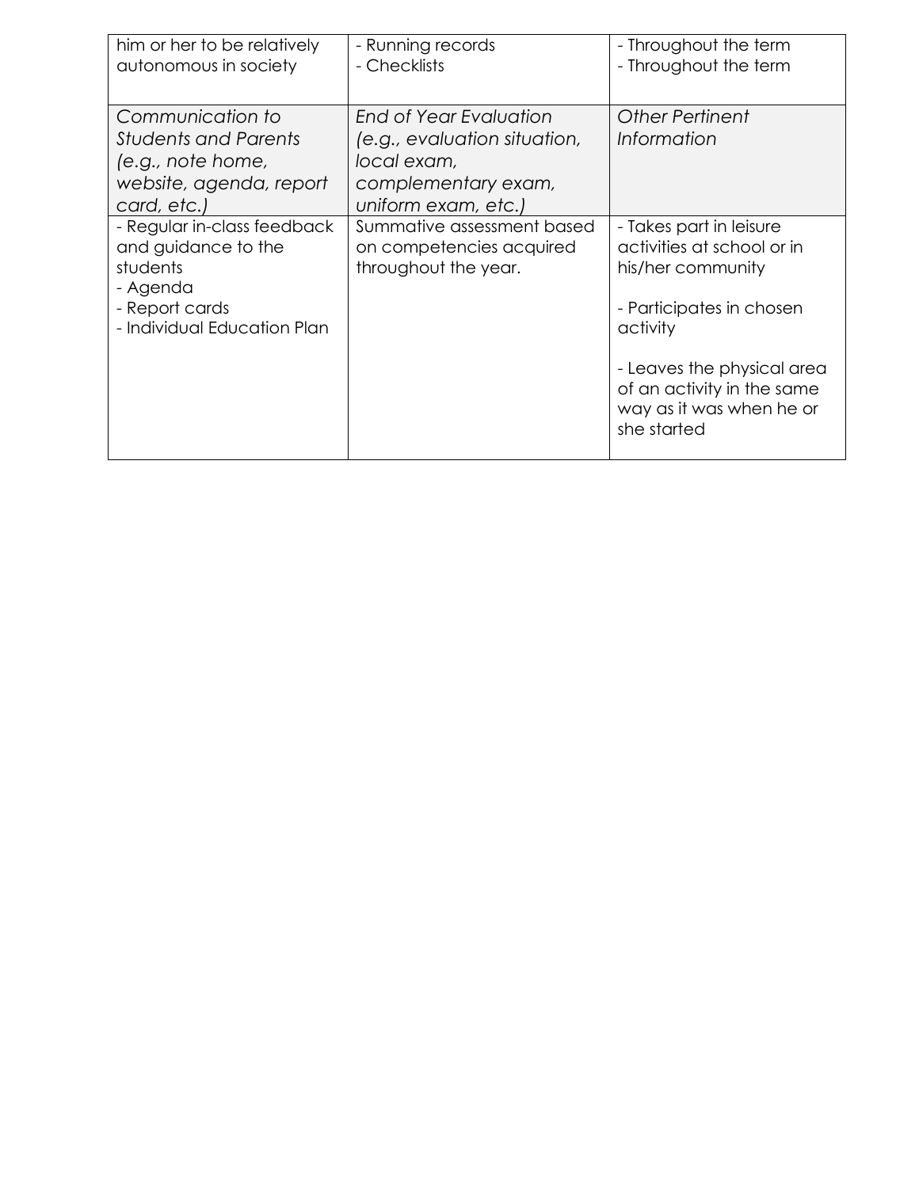| | | |
|---|---|---|
| him or her to be relatively autonomous in society | - Running records<br>- Checklists | - Throughout the term<br>- Throughout the term |
| *Communication to Students and Parents (e.g., note home, website, agenda, report card, etc.)* | *End of Year Evaluation (e.g., evaluation situation, local exam, complementary exam, uniform exam, etc.)* | *Other Pertinent Information* |
| - Regular in-class feedback and guidance to the students<br>- Agenda<br>- Report cards<br>- Individual Education Plan | Summative assessment based on competencies acquired throughout the year. | - Takes part in leisure activities at school or in his/her community<br><br>- Participates in chosen activity<br><br>- Leaves the physical area of an activity in the same way as it was when he or she started |